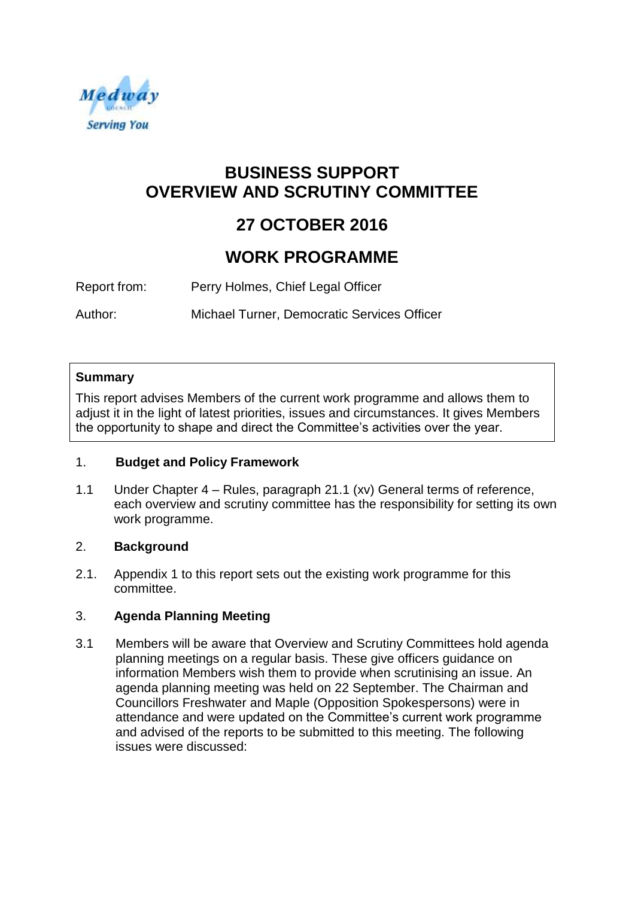# BUSINESS SUPPORT OVERVIEW AND SCRUTINY COMMITTEE

## 27 OCTOBER 2016

## WORK PROGRAMME

Report from: Perry Holmes, Chief Legal Officer

Author: Michael Turner, Democratic Services Officer

**Summary**

This report advises Members of the current work programme and allows them to adjust it in the light of latest priorities, issues and circumstances. It gives Members the opportunity to shape and direct the Committee's activities over the year.

1. **Budget and Policy Framework**

1.1 Under Chapter 4 – Rules, paragraph 21.1 (xv) General terms of reference, each overview and scrutiny committee has the responsibility for setting its own work programme.

2. **Background**

2.1. Appendix 1 to this report sets out the existing work programme for this committee.

3. **Agenda Planning Meeting**

3.1 Members will be aware that Overview and Scrutiny Committees hold agenda planning meetings on a regular basis. These give officers guidance on information Members wish them to provide when scrutinising an issue. An agenda planning meeting was held on 22 September. The Chairman and Councillors Freshwater and Maple (Opposition Spokespersons) were in attendance and were updated on the Committee's current work programme and advised of the reports to be submitted to this meeting. The following issues were discussed: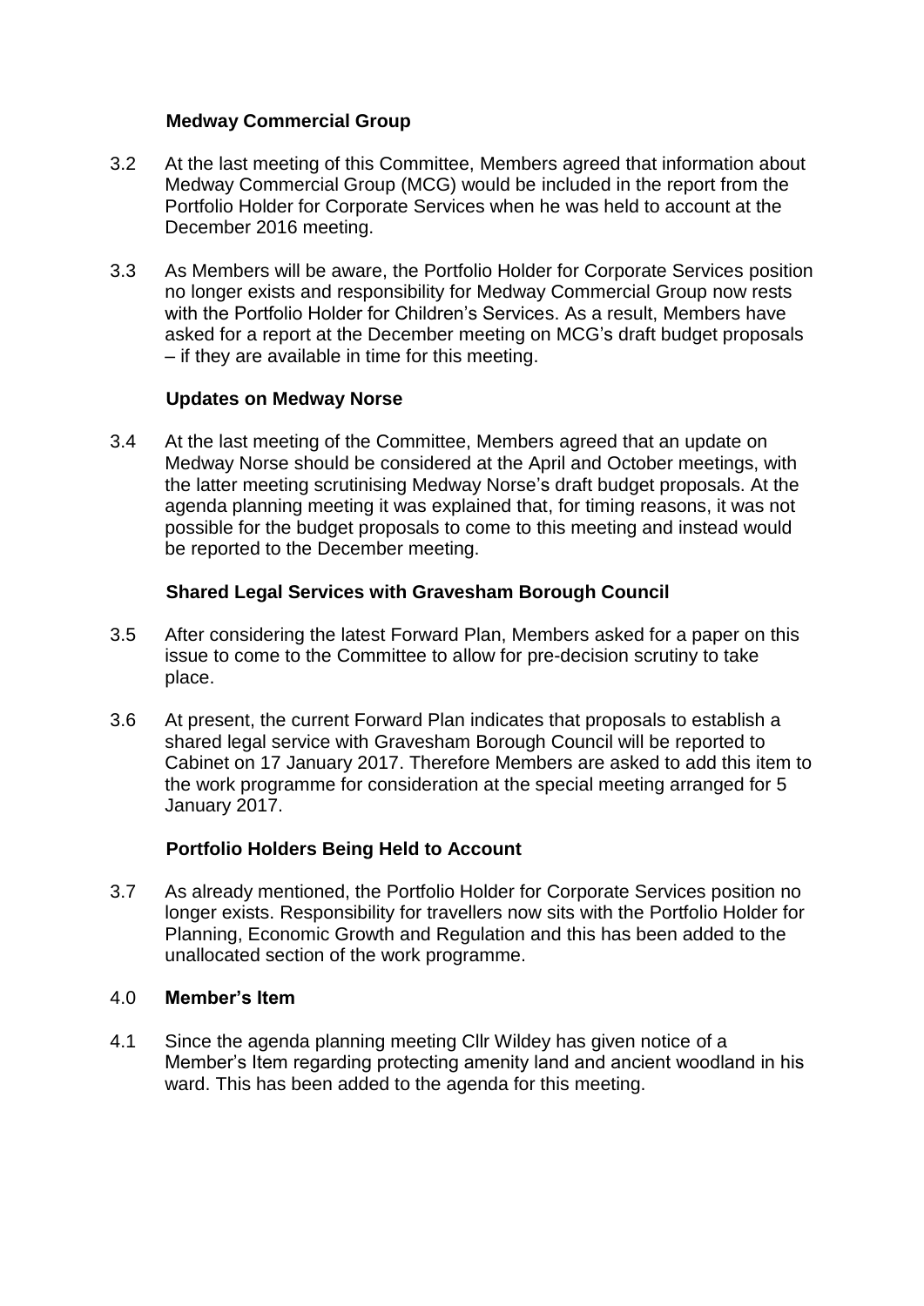### Medway Commercial Group

3.2 At the last meeting of this Committee, Members agreed that information about Medway Commercial Group (MCG) would be included in the report from the Portfolio Holder for Corporate Services when he was held to account at the December 2016 meeting.

3.3 As Members will be aware, the Portfolio Holder for Corporate Services position no longer exists and responsibility for Medway Commercial Group now rests with the Portfolio Holder for Children's Services. As a result, Members have asked for a report at the December meeting on MCG's draft budget proposals – if they are available in time for this meeting.

### Updates on Medway Norse

3.4 At the last meeting of the Committee, Members agreed that an update on Medway Norse should be considered at the April and October meetings, with the latter meeting scrutinising Medway Norse's draft budget proposals. At the agenda planning meeting it was explained that, for timing reasons, it was not possible for the budget proposals to come to this meeting and instead would be reported to the December meeting.

### Shared Legal Services with Gravesham Borough Council

3.5 After considering the latest Forward Plan, Members asked for a paper on this issue to come to the Committee to allow for pre-decision scrutiny to take place.

3.6 At present, the current Forward Plan indicates that proposals to establish a shared legal service with Gravesham Borough Council will be reported to Cabinet on 17 January 2017. Therefore Members are asked to add this item to the work programme for consideration at the special meeting arranged for 5 January 2017.

### Portfolio Holders Being Held to Account

3.7 As already mentioned, the Portfolio Holder for Corporate Services position no longer exists. Responsibility for travellers now sits with the Portfolio Holder for Planning, Economic Growth and Regulation and this has been added to the unallocated section of the work programme.

## 4.0 Member's Item

4.1 Since the agenda planning meeting Cllr Wildey has given notice of a Member's Item regarding protecting amenity land and ancient woodland in his ward. This has been added to the agenda for this meeting.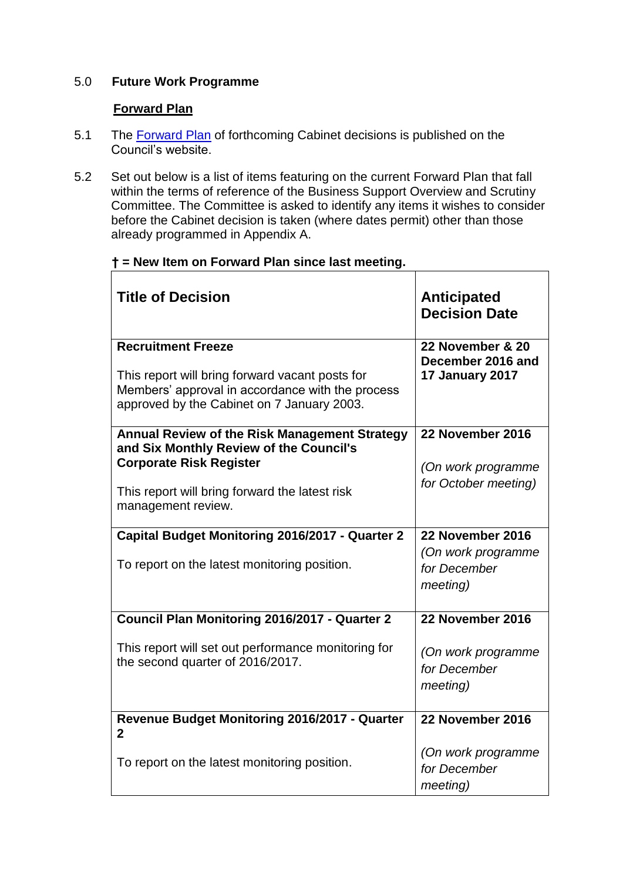## 5.0 Future Work Programme

### Forward Plan

5.1 The Forward Plan of forthcoming Cabinet decisions is published on the Council's website.

5.2 Set out below is a list of items featuring on the current Forward Plan that fall within the terms of reference of the Business Support Overview and Scrutiny Committee. The Committee is asked to identify any items it wishes to consider before the Cabinet decision is taken (where dates permit) other than those already programmed in Appendix A.

**† = New Item on Forward Plan since last meeting.**

| Title of Decision | Anticipated Decision Date |
|---|---|
| **Recruitment Freeze**<br><br>This report will bring forward vacant posts for Members' approval in accordance with the process approved by the Cabinet on 7 January 2003. | **22 November & 20 December 2016 and 17 January 2017** |
| **Annual Review of the Risk Management Strategy and Six Monthly Review of the Council's Corporate Risk Register**<br><br>This report will bring forward the latest risk management review. | **22 November 2016**<br><br>*(On work programme for October meeting)* |
| **Capital Budget Monitoring 2016/2017 - Quarter 2**<br><br>To report on the latest monitoring position. | **22 November 2016**<br>*(On work programme for December meeting)* |
| **Council Plan Monitoring 2016/2017 - Quarter 2**<br><br>This report will set out performance monitoring for the second quarter of 2016/2017. | **22 November 2016**<br><br>*(On work programme for December meeting)* |
| **Revenue Budget Monitoring 2016/2017 - Quarter 2**<br><br>To report on the latest monitoring position. | **22 November 2016**<br><br>*(On work programme for December meeting)* |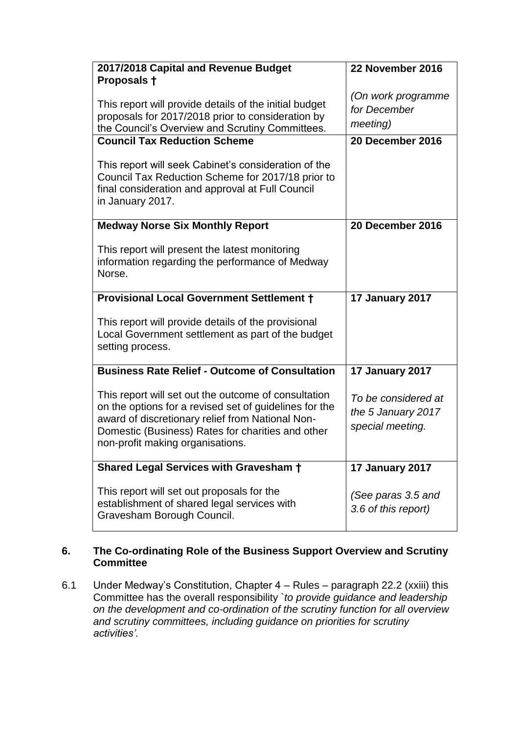| | |
|---|---|
| **2017/2018 Capital and Revenue Budget Proposals †**<br><br>This report will provide details of the initial budget proposals for 2017/2018 prior to consideration by the Council's Overview and Scrutiny Committees. | **22 November 2016**<br><br>*(On work programme for December meeting)* |
| **Council Tax Reduction Scheme**<br><br>This report will seek Cabinet's consideration of the Council Tax Reduction Scheme for 2017/18 prior to final consideration and approval at Full Council in January 2017. | **20 December 2016** |
| **Medway Norse Six Monthly Report**<br><br>This report will present the latest monitoring information regarding the performance of Medway Norse. | **20 December 2016** |
| **Provisional Local Government Settlement †**<br><br>This report will provide details of the provisional Local Government settlement as part of the budget setting process. | **17 January 2017** |
| **Business Rate Relief - Outcome of Consultation**<br><br>This report will set out the outcome of consultation on the options for a revised set of guidelines for the award of discretionary relief from National Non-Domestic (Business) Rates for charities and other non-profit making organisations. | **17 January 2017**<br><br>*To be considered at the 5 January 2017 special meeting.* |
| **Shared Legal Services with Gravesham †**<br><br>This report will set out proposals for the establishment of shared legal services with Gravesham Borough Council. | **17 January 2017**<br><br>*(See paras 3.5 and 3.6 of this report)* |

## 6. The Co-ordinating Role of the Business Support Overview and Scrutiny Committee

6.1 Under Medway's Constitution, Chapter 4 – Rules – paragraph 22.2 (xxiii) this Committee has the overall responsibility `*to provide guidance and leadership on the development and co-ordination of the scrutiny function for all overview and scrutiny committees, including guidance on priorities for scrutiny activities'*.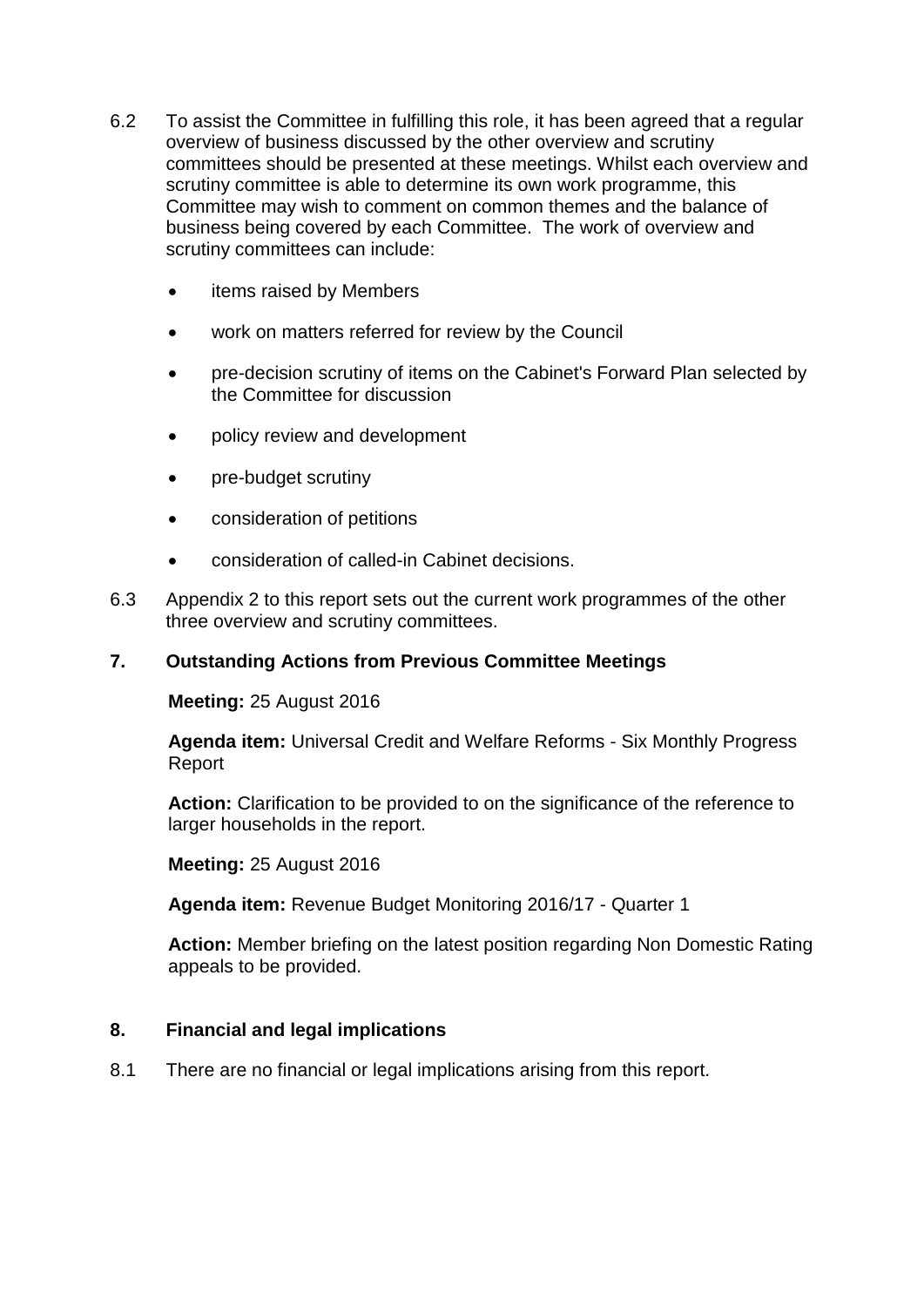6.2 To assist the Committee in fulfilling this role, it has been agreed that a regular overview of business discussed by the other overview and scrutiny committees should be presented at these meetings. Whilst each overview and scrutiny committee is able to determine its own work programme, this Committee may wish to comment on common themes and the balance of business being covered by each Committee. The work of overview and scrutiny committees can include:

- items raised by Members
- work on matters referred for review by the Council
- pre-decision scrutiny of items on the Cabinet's Forward Plan selected by the Committee for discussion
- policy review and development
- pre-budget scrutiny
- consideration of petitions
- consideration of called-in Cabinet decisions.

6.3 Appendix 2 to this report sets out the current work programmes of the other three overview and scrutiny committees.

## 7. Outstanding Actions from Previous Committee Meetings

**Meeting:** 25 August 2016

**Agenda item:** Universal Credit and Welfare Reforms - Six Monthly Progress Report

**Action:** Clarification to be provided to on the significance of the reference to larger households in the report.

**Meeting:** 25 August 2016

**Agenda item:** Revenue Budget Monitoring 2016/17 - Quarter 1

**Action:** Member briefing on the latest position regarding Non Domestic Rating appeals to be provided.

## 8. Financial and legal implications

8.1 There are no financial or legal implications arising from this report.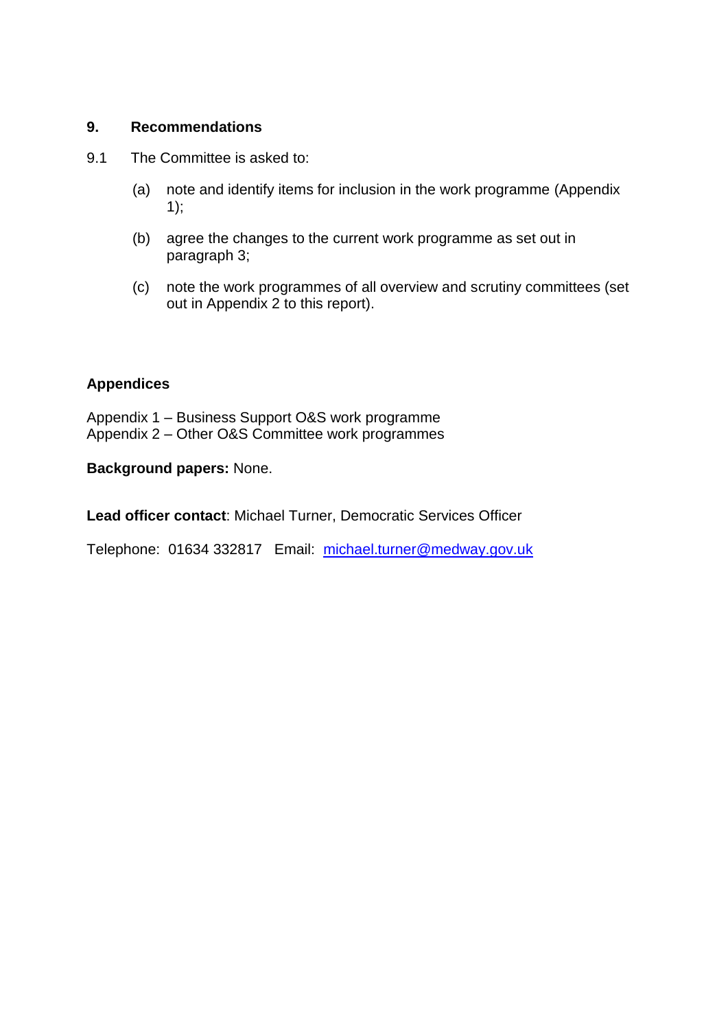## 9. Recommendations

9.1 The Committee is asked to:

(a) note and identify items for inclusion in the work programme (Appendix 1);

(b) agree the changes to the current work programme as set out in paragraph 3;

(c) note the work programmes of all overview and scrutiny committees (set out in Appendix 2 to this report).

**Appendices**

Appendix 1 – Business Support O&S work programme
Appendix 2 – Other O&S Committee work programmes

**Background papers:** None.

**Lead officer contact**: Michael Turner, Democratic Services Officer

Telephone: 01634 332817 Email: michael.turner@medway.gov.uk